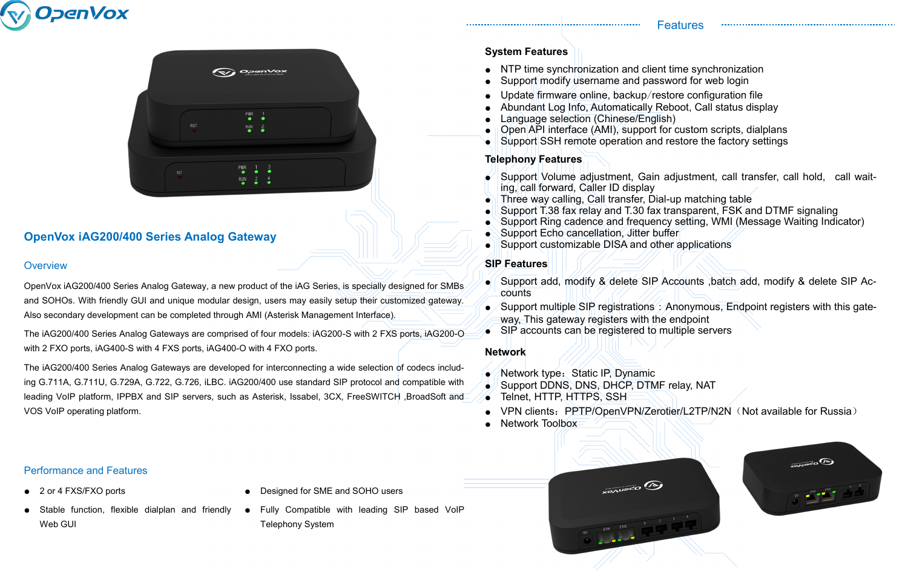# OpenVox iAG200/400 Series Analog Gateway

## Overview

OpenVox iAG200/400 Series Analog Gateway, a new product of the iAG Series, is specially designed for SMBs and SOHOs. With friendly GUI and unique modular design, users may easily setup their customized gateway. Also secondary development can be completed through AMI (Asterisk Management Interface).

The iAG200/400 Series Analog Gateways are comprised of four models: iAG200-S with 2 FXS ports, iAG200-O with 2 FXO ports, iAG400-S with 4 FXS ports, iAG400-O with 4 FXO ports.

The iAG200/400 Series Analog Gateways are developed for interconnecting a wide selection of codecs including G.711A, G.711U, G.729A, G.722, G.726, iLBC. iAG200/400 use standard SIP protocol and compatible with leading VoIP platform, IPPBX and SIP servers, such as Asterisk, Issabel, 3CX, FreeSWITCH ,BroadSoft and VOS VoIP operating platform.

## Performance and Features

- 2 or 4 FXS/FXO ports
- Stable function, flexible dialplan and friendly Web GUI
- Designed for SME and SOHO users
- Fully Compatible with leading SIP based VoIP Telephony System

## Features

### System Features

- NTP time synchronization and client time synchronization
- Support modify username and password for web login
- Update firmware online, backup/restore configuration file
- Abundant Log Info, Automatically Reboot, Call status display
- Language selection (Chinese/English)
- Open API interface (AMI), support for custom scripts, dialplans
- Support SSH remote operation and restore the factory settings

### Telephony Features

- Support Volume adjustment, Gain adjustment, call transfer, call hold, call waiting, call forward, Caller ID display
- Three way calling, Call transfer, Dial-up matching table
- Support T.38 fax relay and T.30 fax transparent, FSK and DTMF signaling
- Support Ring cadence and frequency setting, WMI (Message Waiting Indicator)
- Support Echo cancellation, Jitter buffer
- Support customizable DISA and other applications

### SIP Features

- Support add, modify & delete SIP Accounts ,batch add, modify & delete SIP Accounts
- Support multiple SIP registrations：Anonymous, Endpoint registers with this gateway, This gateway registers with the endpoint
- SIP accounts can be registered to multiple servers

### Network

- Network type：Static IP, Dynamic
- Support DDNS, DNS, DHCP, DTMF relay, NAT
- Telnet, HTTP, HTTPS, SSH
- VPN clients：PPTP/OpenVPN/Zerotier/L2TP/N2N（Not available for Russia）
- Network Toolbox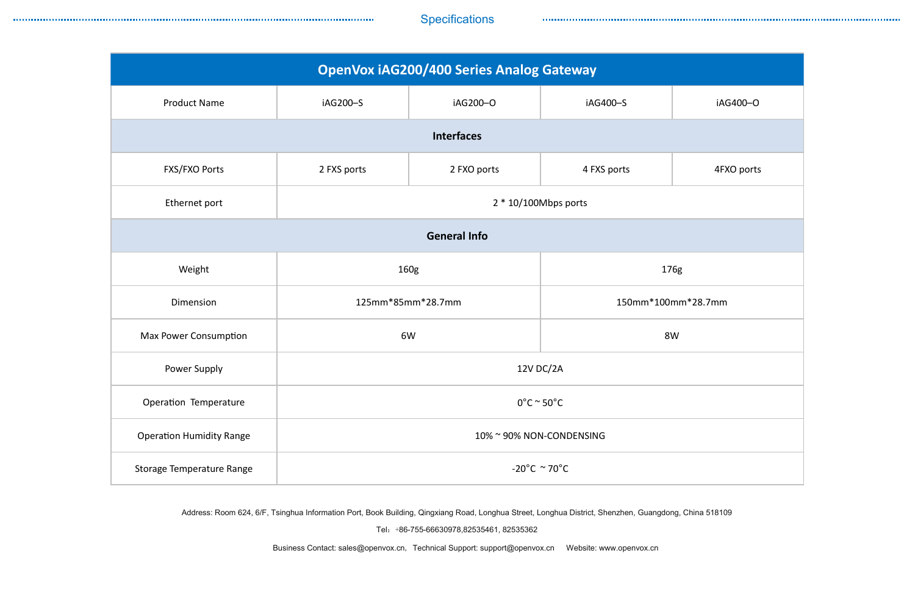## Specifications

| OpenVox iAG200/400 Series Analog Gateway | | | | |
|---|---|---|---|---|
| Product Name | iAG200–S | iAG200–O | iAG400–S | iAG400–O |
| **Interfaces** | | | | |
| FXS/FXO Ports | 2 FXS ports | 2 FXO ports | 4 FXS ports | 4FXO ports |
| Ethernet port | 2 * 10/100Mbps ports | | | |
| **General Info** | | | | |
| Weight | 160g | | 176g | |
| Dimension | 125mm*85mm*28.7mm | | 150mm*100mm*28.7mm | |
| Max Power Consumption | 6W | | 8W | |
| Power Supply | 12V DC/2A | | | |
| Operation Temperature | 0°C ~ 50°C | | | |
| Operation Humidity Range | 10% ~ 90% NON-CONDENSING | | | |
| Storage Temperature Range | -20°C ~ 70°C | | | |

Address: Room 624, 6/F, Tsinghua Information Port, Book Building, Qingxiang Road, Longhua Street, Longhua District, Shenzhen, Guangdong, China 518109

Tel：+86-755-66630978,82535461, 82535362

Business Contact: sales@openvox.cn, Technical Support: support@openvox.cn Website: www.openvox.cn